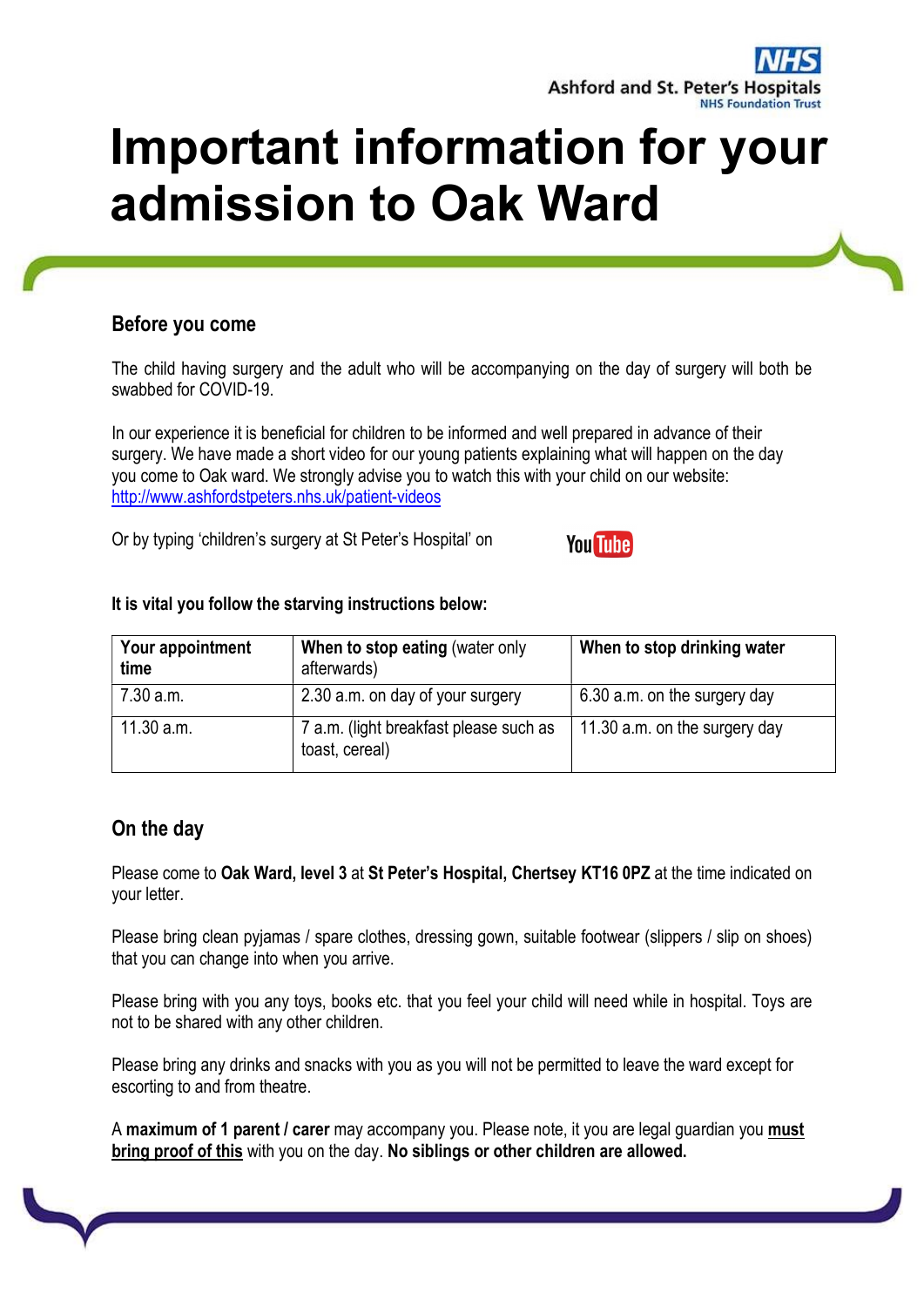Ashford and St. Peter's Hospitals NHS Foundation Trust

# Important information for your admission to Oak Ward

## Before you come

The child having surgery and the adult who will be accompanying on the day of surgery will both be swabbed for COVID-19.

In our experience it is beneficial for children to be informed and well prepared in advance of their surgery. We have made a short video for our young patients explaining what will happen on the day you come to Oak ward. We strongly advise you to watch this with your child on our website: http://www.ashfordstpeters.nhs.uk/patient-videos

Or by typing 'children's surgery at St Peter's Hospital' on YouTube

**It is vital you follow the starving instructions below:**

| **Your appointment time** | **When to stop eating** (water only afterwards) | **When to stop drinking water** |
|---|---|---|
| 7.30 a.m. | 2.30 a.m. on day of your surgery | 6.30 a.m. on the surgery day |
| 11.30 a.m. | 7 a.m. (light breakfast please such as toast, cereal) | 11.30 a.m. on the surgery day |

## On the day

Please come to **Oak Ward, level 3** at **St Peter's Hospital, Chertsey KT16 0PZ** at the time indicated on your letter.

Please bring clean pyjamas / spare clothes, dressing gown, suitable footwear (slippers / slip on shoes) that you can change into when you arrive.

Please bring with you any toys, books etc. that you feel your child will need while in hospital. Toys are not to be shared with any other children.

Please bring any drinks and snacks with you as you will not be permitted to leave the ward except for escorting to and from theatre.

A **maximum of 1 parent / carer** may accompany you. Please note, it you are legal guardian you **must bring proof of this** with you on the day. **No siblings or other children are allowed.**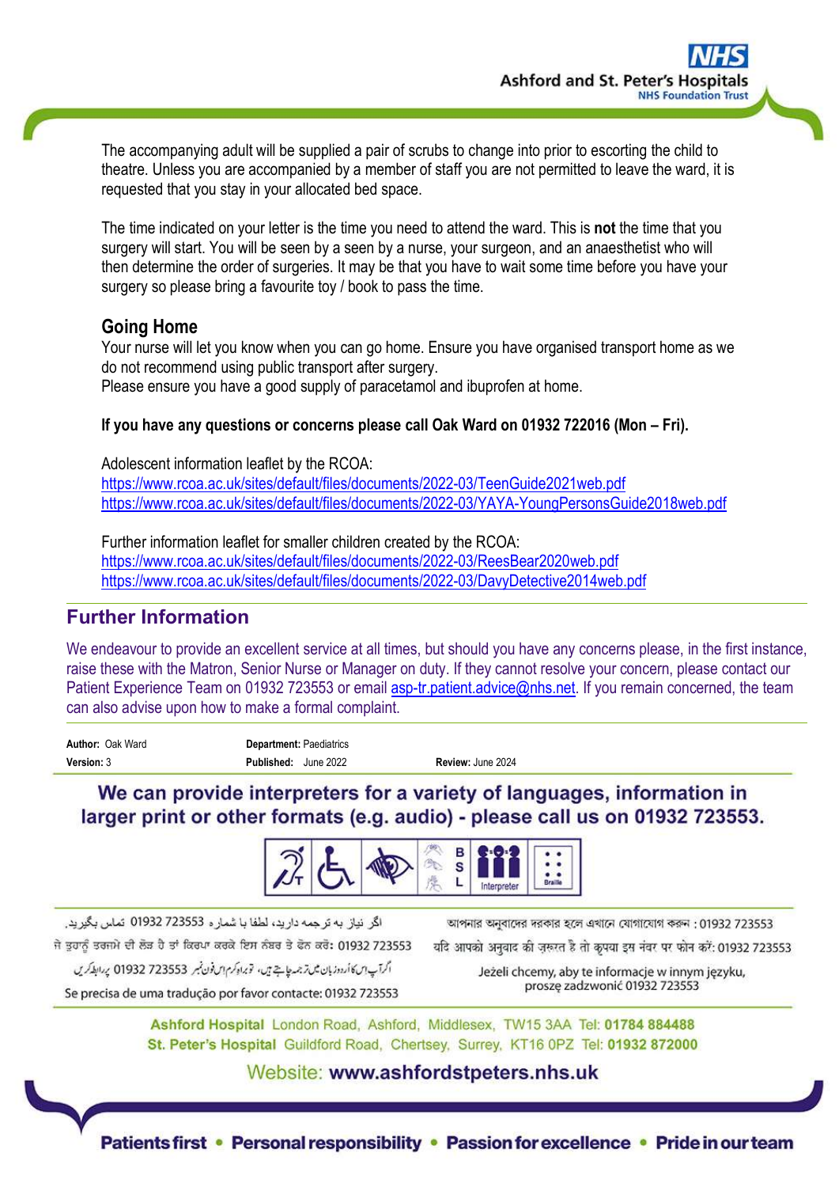The accompanying adult will be supplied a pair of scrubs to change into prior to escorting the child to theatre. Unless you are accompanied by a member of staff you are not permitted to leave the ward, it is requested that you stay in your allocated bed space.

The time indicated on your letter is the time you need to attend the ward. This is **not** the time that you surgery will start. You will be seen by a seen by a nurse, your surgeon, and an anaesthetist who will then determine the order of surgeries. It may be that you have to wait some time before you have your surgery so please bring a favourite toy / book to pass the time.

## Going Home

Your nurse will let you know when you can go home. Ensure you have organised transport home as we do not recommend using public transport after surgery.
Please ensure you have a good supply of paracetamol and ibuprofen at home.

**If you have any questions or concerns please call Oak Ward on 01932 722016 (Mon – Fri).**

Adolescent information leaflet by the RCOA:
https://www.rcoa.ac.uk/sites/default/files/documents/2022-03/TeenGuide2021web.pdf
https://www.rcoa.ac.uk/sites/default/files/documents/2022-03/YAYA-YoungPersonsGuide2018web.pdf

Further information leaflet for smaller children created by the RCOA:
https://www.rcoa.ac.uk/sites/default/files/documents/2022-03/ReesBear2020web.pdf
https://www.rcoa.ac.uk/sites/default/files/documents/2022-03/DavyDetective2014web.pdf

## Further Information

We endeavour to provide an excellent service at all times, but should you have any concerns please, in the first instance, raise these with the Matron, Senior Nurse or Manager on duty. If they cannot resolve your concern, please contact our Patient Experience Team on 01932 723553 or email asp-tr.patient.advice@nhs.net. If you remain concerned, the team can also advise upon how to make a formal complaint.

| | | |
|---|---|---|
| **Author:** Oak Ward | **Department:** Paediatrics | |
| **Version:** 3 | **Published:** June 2022 | **Review:** June 2024 |

**We can provide interpreters for a variety of languages, information in larger print or other formats (e.g. audio) - please call us on 01932 723553.**

B S L Interpreter Braille

اگر نیاز به ترجمه دارید، لطفا با شماره 01932 723553 تماس بگیرید.

ਜੇ ਤੁਹਾਨੂੰ ਤਰਜਮੇ ਦੀ ਲੋੜ ਹੈ ਤਾਂ ਕਿਰਪਾ ਕਰਕੇ ਇਸ ਨੰਬਰ ਤੇ ਫੋਨ ਕਰੋ: 01932 723553

اگر آپ اس کا اردو زبان میں ترجمہ چاہتے ہیں، تو براہ کرم اس فون نمبر 01932 723553 پر رابطہ کریں

Se precisa de uma tradução por favor contacte: 01932 723553

আপনার অনুবাদের দরকার হলে এখানে যোগাযোগ করুন : 01932 723553

यदि आपको अनुवाद की ज़रूरत है तो कृपया इस नंबर पर फोन करें: 01932 723553

Jeżeli chcemy, aby te informacje w innym języku, proszę zadzwonić 01932 723553

**Ashford Hospital** London Road, Ashford, Middlesex, TW15 3AA Tel: **01784 884488**
**St. Peter's Hospital** Guildford Road, Chertsey, Surrey, KT16 0PZ Tel: **01932 872000**

Website: **www.ashfordstpeters.nhs.uk**

**Patients first • Personal responsibility • Passion for excellence • Pride in our team**